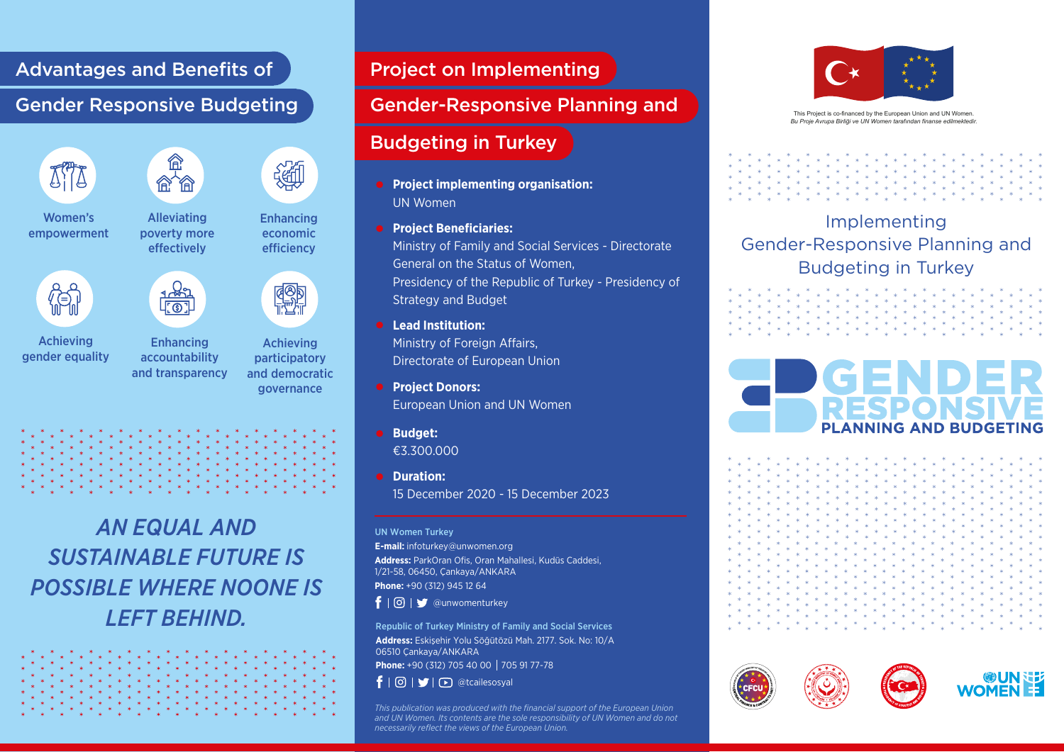# Advantages and Benefits of Gender Responsive Budgeting

- Women's empowerment
- Alleviating poverty more effectively
- Enhancing economic efficiency
- Achieving gender equality
- Enhancing accountability and transparency
- Achieving participatory and democratic governance

*AN EQUAL AND SUSTAINABLE FUTURE IS POSSIBLE WHERE NOONE IS LEFT BEHIND.*

# Project on Implementing Gender-Responsive Planning and Budgeting in Turkey

- **Project implementing organisation:**
  UN Women
- **Project Beneficiaries:**
  Ministry of Family and Social Services - Directorate General on the Status of Women,
  Presidency of the Republic of Turkey - Presidency of Strategy and Budget
- **Lead Institution:**
  Ministry of Foreign Affairs,
  Directorate of European Union
- **Project Donors:**
  European Union and UN Women
- **Budget:**
  €3.300.000
- **Duration:**
  15 December 2020 - 15 December 2023

**UN Women Turkey**
**E-mail:** infoturkey@unwomen.org
**Address:** ParkOran Ofis, Oran Mahallesi, Kudüs Caddesi, 1/21-58, 06450, Çankaya/ANKARA
**Phone:** +90 (312) 945 12 64
@unwomenturkey

**Republic of Turkey Ministry of Family and Social Services**
**Address:** Eskişehir Yolu Söğütözü Mah. 2177. Sok. No: 10/A 06510 Çankaya/ANKARA
**Phone:** +90 (312) 705 40 00 | 705 91 77-78
@tcailesosyal

*This publication was produced with the financial support of the European Union and UN Women. Its contents are the sole responsibility of UN Women and do not necessarily reflect the views of the European Union.*

This Project is co-financed by the European Union and UN Women.
*Bu Proje Avrupa Birliği ve UN Women tarafından finanse edilmektedir.*

# Implementing Gender-Responsive Planning and Budgeting in Turkey

GENDER RESPONSIVE PLANNING AND BUDGETING

CFCU

UN WOMEN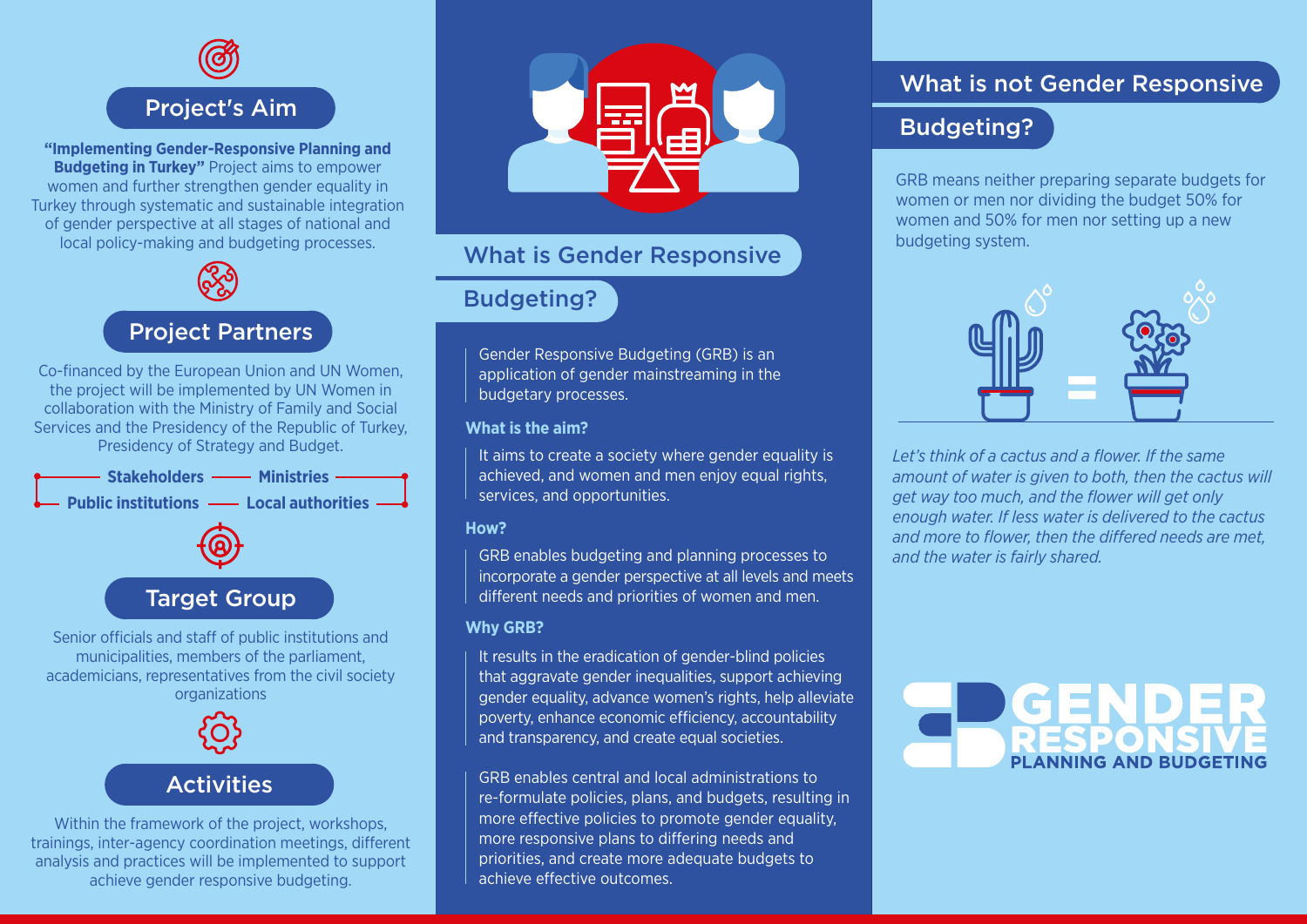## Project's Aim

**"Implementing Gender-Responsive Planning and Budgeting in Turkey"** Project aims to empower women and further strengthen gender equality in Turkey through systematic and sustainable integration of gender perspective at all stages of national and local policy-making and budgeting processes.

## Project Partners

Co-financed by the European Union and UN Women, the project will be implemented by UN Women in collaboration with the Ministry of Family and Social Services and the Presidency of the Republic of Turkey, Presidency of Strategy and Budget.

**Stakeholders** — **Ministries**
**Public institutions** — **Local authorities**

## Target Group

Senior officials and staff of public institutions and municipalities, members of the parliament, academicians, representatives from the civil society organizations

## Activities

Within the framework of the project, workshops, trainings, inter-agency coordination meetings, different analysis and practices will be implemented to support achieve gender responsive budgeting.

## What is Gender Responsive Budgeting?

Gender Responsive Budgeting (GRB) is an application of gender mainstreaming in the budgetary processes.

### What is the aim?

It aims to create a society where gender equality is achieved, and women and men enjoy equal rights, services, and opportunities.

### How?

GRB enables budgeting and planning processes to incorporate a gender perspective at all levels and meets different needs and priorities of women and men.

### Why GRB?

It results in the eradication of gender-blind policies that aggravate gender inequalities, support achieving gender equality, advance women's rights, help alleviate poverty, enhance economic efficiency, accountability and transparency, and create equal societies.

GRB enables central and local administrations to re-formulate policies, plans, and budgets, resulting in more effective policies to promote gender equality, more responsive plans to differing needs and priorities, and create more adequate budgets to achieve effective outcomes.

## What is not Gender Responsive Budgeting?

GRB means neither preparing separate budgets for women or men nor dividing the budget 50% for women and 50% for men nor setting up a new budgeting system.

*Let's think of a cactus and a flower. If the same amount of water is given to both, then the cactus will get way too much, and the flower will get only enough water. If less water is delivered to the cactus and more to flower, then the differed needs are met, and the water is fairly shared.*

**GENDER RESPONSIVE PLANNING AND BUDGETING**